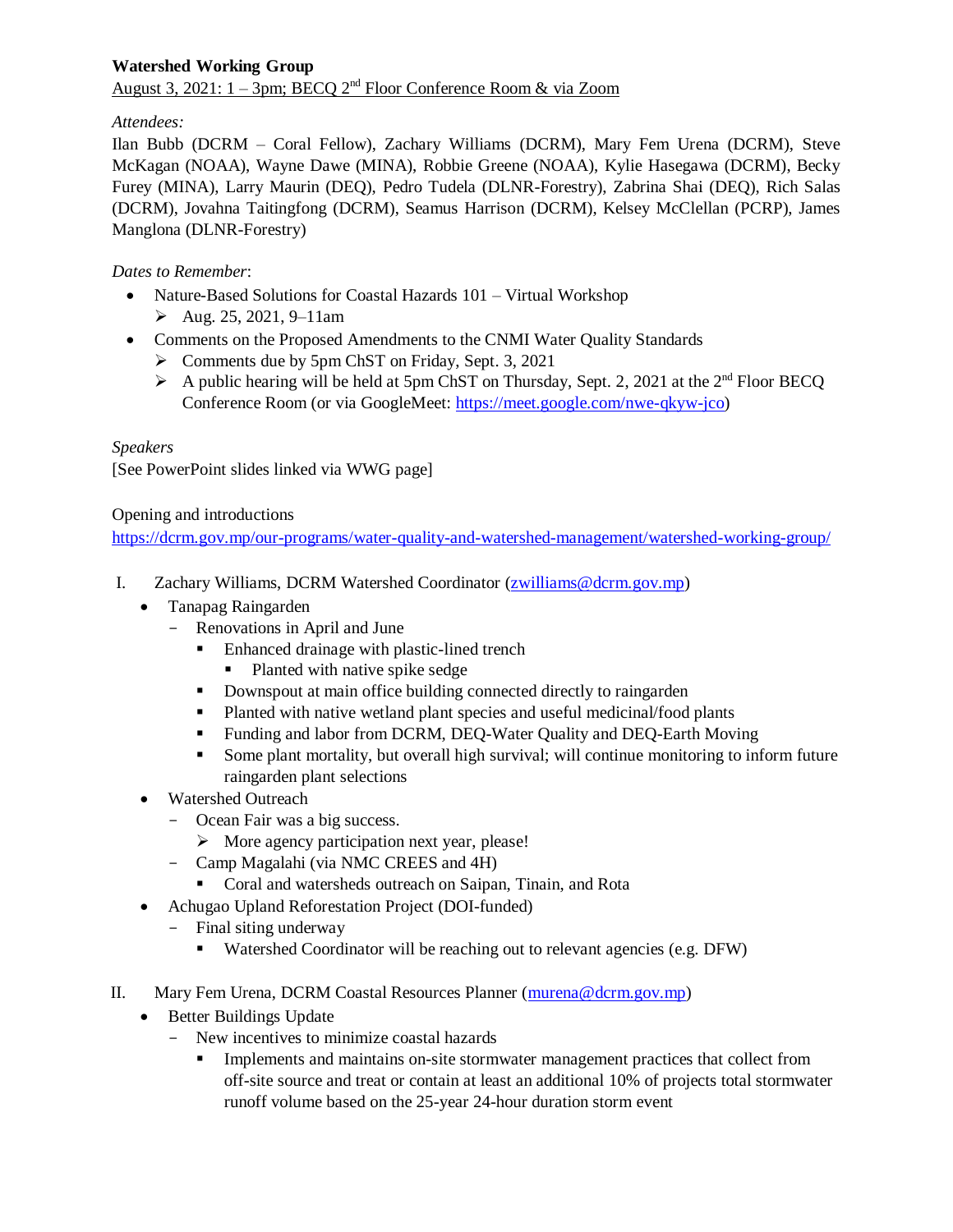**Watershed Working Group**

August 3, 2021: 1 – 3pm; BECQ 2nd Floor Conference Room & via Zoom

*Attendees:*

Ilan Bubb (DCRM – Coral Fellow), Zachary Williams (DCRM), Mary Fem Urena (DCRM), Steve McKagan (NOAA), Wayne Dawe (MINA), Robbie Greene (NOAA), Kylie Hasegawa (DCRM), Becky Furey (MINA), Larry Maurin (DEQ), Pedro Tudela (DLNR-Forestry), Zabrina Shai (DEQ), Rich Salas (DCRM), Jovahna Taitingfong (DCRM), Seamus Harrison (DCRM), Kelsey McClellan (PCRP), James Manglona (DLNR-Forestry)

*Dates to Remember*:

- Nature-Based Solutions for Coastal Hazards 101 – Virtual Workshop
  - Aug. 25, 2021, 9–11am
- Comments on the Proposed Amendments to the CNMI Water Quality Standards
  - Comments due by 5pm ChST on Friday, Sept. 3, 2021
  - A public hearing will be held at 5pm ChST on Thursday, Sept. 2, 2021 at the 2nd Floor BECQ Conference Room (or via GoogleMeet: https://meet.google.com/nwe-qkyw-jco)

*Speakers*

[See PowerPoint slides linked via WWG page]

Opening and introductions

https://dcrm.gov.mp/our-programs/water-quality-and-watershed-management/watershed-working-group/

I. Zachary Williams, DCRM Watershed Coordinator (zwilliams@dcrm.gov.mp)
   - Tanapag Raingarden
     - Renovations in April and June
       - Enhanced drainage with plastic-lined trench
         - Planted with native spike sedge
       - Downspout at main office building connected directly to raingarden
       - Planted with native wetland plant species and useful medicinal/food plants
       - Funding and labor from DCRM, DEQ-Water Quality and DEQ-Earth Moving
       - Some plant mortality, but overall high survival; will continue monitoring to inform future raingarden plant selections
   - Watershed Outreach
     - Ocean Fair was a big success.
       - More agency participation next year, please!
     - Camp Magalahi (via NMC CREES and 4H)
       - Coral and watersheds outreach on Saipan, Tinain, and Rota
   - Achugao Upland Reforestation Project (DOI-funded)
     - Final siting underway
       - Watershed Coordinator will be reaching out to relevant agencies (e.g. DFW)

II. Mary Fem Urena, DCRM Coastal Resources Planner (murena@dcrm.gov.mp)
   - Better Buildings Update
     - New incentives to minimize coastal hazards
       - Implements and maintains on-site stormwater management practices that collect from off-site source and treat or contain at least an additional 10% of projects total stormwater runoff volume based on the 25-year 24-hour duration storm event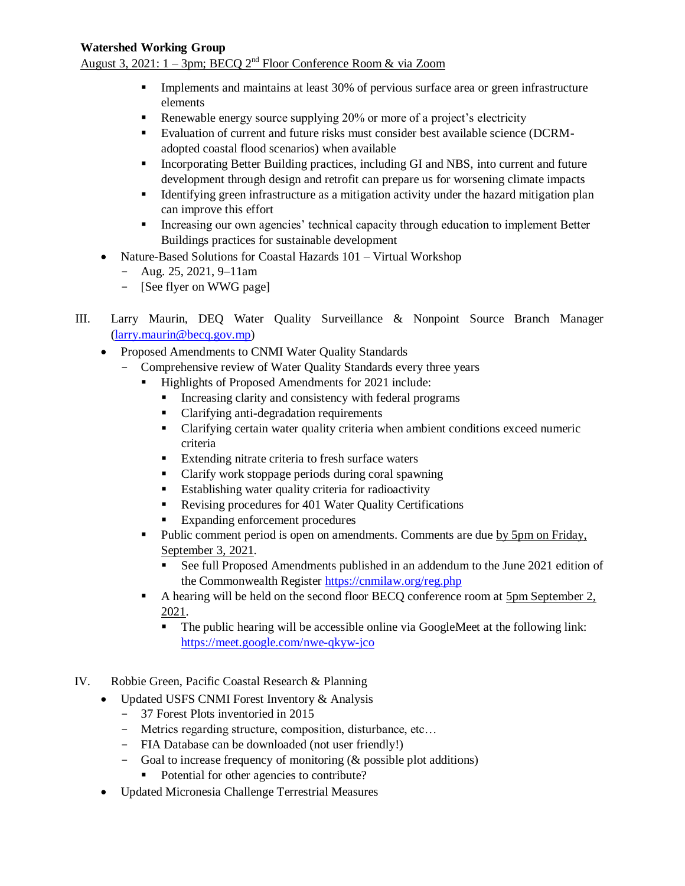**Watershed Working Group**
August 3, 2021: 1 – 3pm; BECQ 2nd Floor Conference Room & via Zoom

        - Implements and maintains at least 30% of pervious surface area or green infrastructure elements
        - Renewable energy source supplying 20% or more of a project's electricity
        - Evaluation of current and future risks must consider best available science (DCRM-adopted coastal flood scenarios) when available
        - Incorporating Better Building practices, including GI and NBS, into current and future development through design and retrofit can prepare us for worsening climate impacts
        - Identifying green infrastructure as a mitigation activity under the hazard mitigation plan can improve this effort
        - Increasing our own agencies' technical capacity through education to implement Better Buildings practices for sustainable development
- Nature-Based Solutions for Coastal Hazards 101 – Virtual Workshop
    - Aug. 25, 2021, 9–11am
    - [See flyer on WWG page]

III. Larry Maurin, DEQ Water Quality Surveillance & Nonpoint Source Branch Manager (larry.maurin@becq.gov.mp)

- Proposed Amendments to CNMI Water Quality Standards
    - Comprehensive review of Water Quality Standards every three years
        - Highlights of Proposed Amendments for 2021 include:
            - Increasing clarity and consistency with federal programs
            - Clarifying anti-degradation requirements
            - Clarifying certain water quality criteria when ambient conditions exceed numeric criteria
            - Extending nitrate criteria to fresh surface waters
            - Clarify work stoppage periods during coral spawning
            - Establishing water quality criteria for radioactivity
            - Revising procedures for 401 Water Quality Certifications
            - Expanding enforcement procedures
        - Public comment period is open on amendments. Comments are due by 5pm on Friday, September 3, 2021.
            - See full Proposed Amendments published in an addendum to the June 2021 edition of the Commonwealth Register https://cnmilaw.org/reg.php
        - A hearing will be held on the second floor BECQ conference room at 5pm September 2, 2021.
            - The public hearing will be accessible online via GoogleMeet at the following link: https://meet.google.com/nwe-qkyw-jco

IV. Robbie Green, Pacific Coastal Research & Planning

- Updated USFS CNMI Forest Inventory & Analysis
    - 37 Forest Plots inventoried in 2015
    - Metrics regarding structure, composition, disturbance, etc…
    - FIA Database can be downloaded (not user friendly!)
    - Goal to increase frequency of monitoring (& possible plot additions)
        - Potential for other agencies to contribute?
- Updated Micronesia Challenge Terrestrial Measures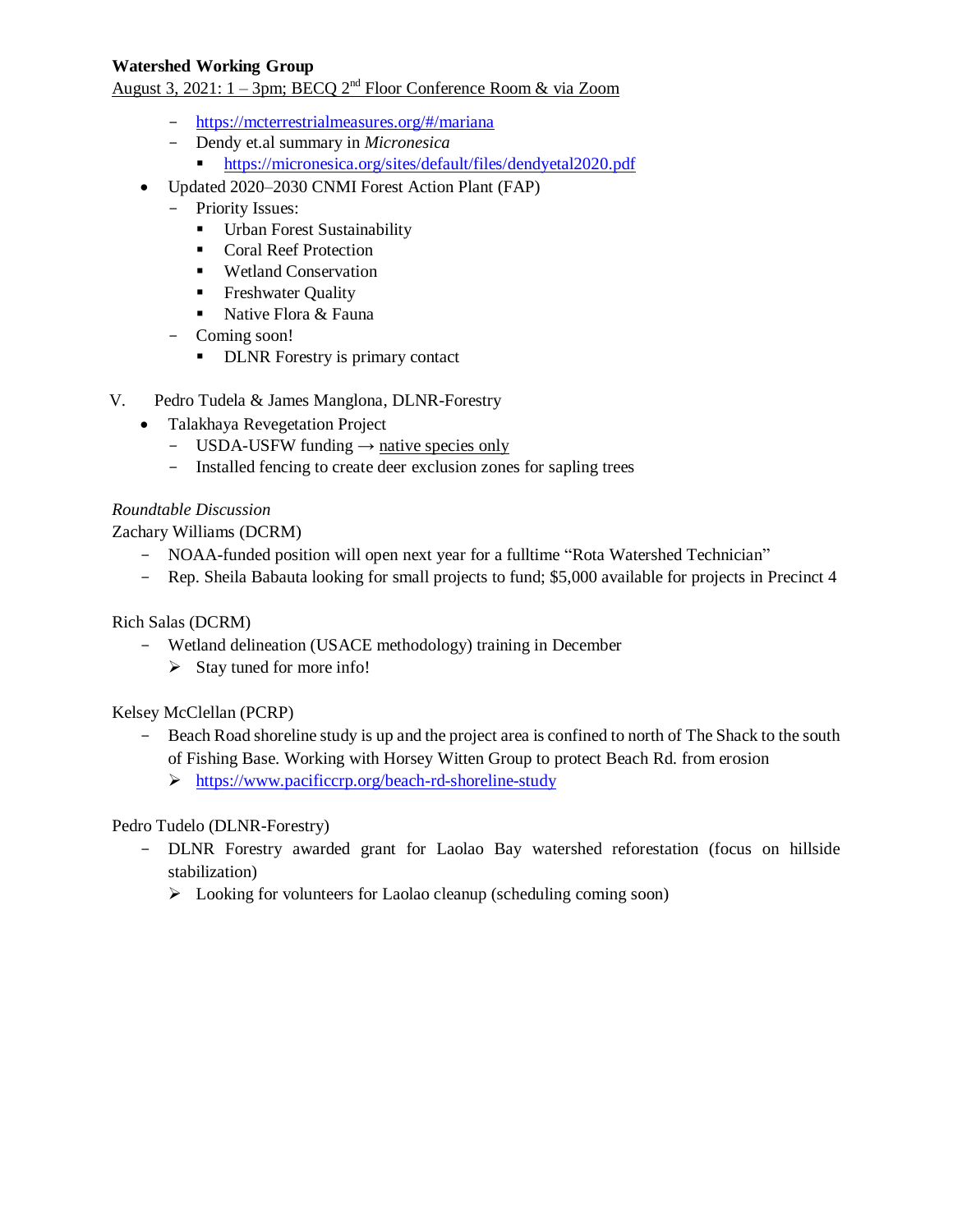**Watershed Working Group**
August 3, 2021: 1 – 3pm; BECQ 2nd Floor Conference Room & via Zoom

    - https://mcterrestrialmeasures.org/#/mariana
    - Dendy et.al summary in *Micronesica*
        - https://micronesica.org/sites/default/files/dendyetal2020.pdf
- Updated 2020–2030 CNMI Forest Action Plant (FAP)
    - Priority Issues:
        - Urban Forest Sustainability
        - Coral Reef Protection
        - Wetland Conservation
        - Freshwater Quality
        - Native Flora & Fauna
    - Coming soon!
        - DLNR Forestry is primary contact

V. Pedro Tudela & James Manglona, DLNR-Forestry

- Talakhaya Revegetation Project
    - USDA-USFW funding → native species only
    - Installed fencing to create deer exclusion zones for sapling trees

*Roundtable Discussion*

Zachary Williams (DCRM)

- NOAA-funded position will open next year for a fulltime "Rota Watershed Technician"
- Rep. Sheila Babauta looking for small projects to fund; $5,000 available for projects in Precinct 4

Rich Salas (DCRM)

- Wetland delineation (USACE methodology) training in December
    - Stay tuned for more info!

Kelsey McClellan (PCRP)

- Beach Road shoreline study is up and the project area is confined to north of The Shack to the south of Fishing Base. Working with Horsey Witten Group to protect Beach Rd. from erosion
    - https://www.pacificcrp.org/beach-rd-shoreline-study

Pedro Tudelo (DLNR-Forestry)

- DLNR Forestry awarded grant for Laolao Bay watershed reforestation (focus on hillside stabilization)
    - Looking for volunteers for Laolao cleanup (scheduling coming soon)